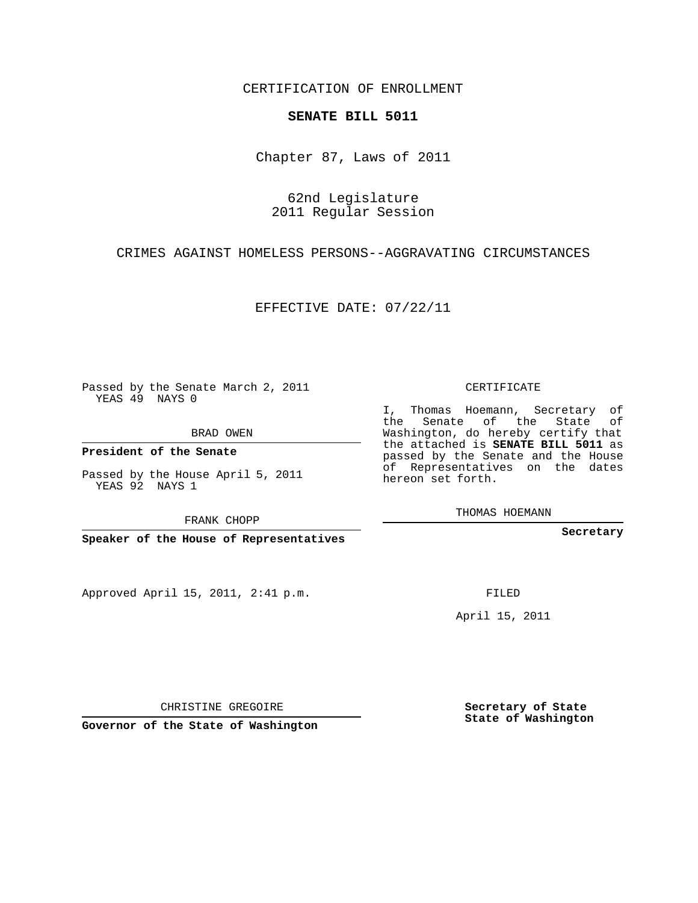CERTIFICATION OF ENROLLMENT

**SENATE BILL 5011**

Chapter 87, Laws of 2011

62nd Legislature
2011 Regular Session

CRIMES AGAINST HOMELESS PERSONS--AGGRAVATING CIRCUMSTANCES

EFFECTIVE DATE: 07/22/11

Passed by the Senate March 2, 2011
YEAS 49 NAYS 0

BRAD OWEN

**President of the Senate**

Passed by the House April 5, 2011
YEAS 92 NAYS 1

FRANK CHOPP

**Speaker of the House of Representatives**

CERTIFICATE

I, Thomas Hoemann, Secretary of the Senate of the State of Washington, do hereby certify that the attached is **SENATE BILL 5011** as passed by the Senate and the House of Representatives on the dates hereon set forth.

THOMAS HOEMANN

**Secretary**

Approved April 15, 2011, 2:41 p.m.

FILED

April 15, 2011

CHRISTINE GREGOIRE

**Governor of the State of Washington**

**Secretary of State**
**State of Washington**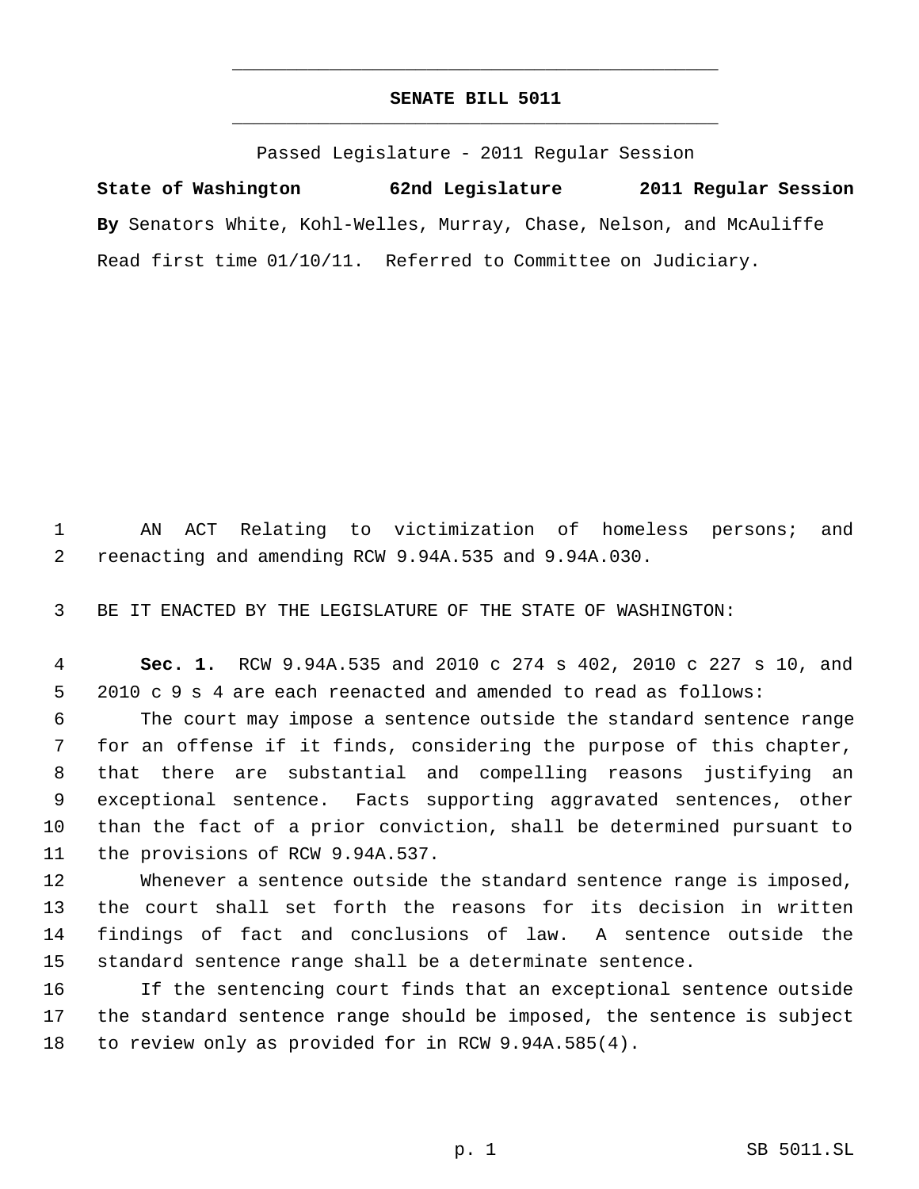# SENATE BILL 5011

Passed Legislature - 2011 Regular Session

**State of Washington 62nd Legislature 2011 Regular Session**

**By** Senators White, Kohl-Welles, Murray, Chase, Nelson, and McAuliffe

Read first time 01/10/11. Referred to Committee on Judiciary.

AN ACT Relating to victimization of homeless persons; and reenacting and amending RCW 9.94A.535 and 9.94A.030.

BE IT ENACTED BY THE LEGISLATURE OF THE STATE OF WASHINGTON:

**Sec. 1.** RCW 9.94A.535 and 2010 c 274 s 402, 2010 c 227 s 10, and 2010 c 9 s 4 are each reenacted and amended to read as follows:

The court may impose a sentence outside the standard sentence range for an offense if it finds, considering the purpose of this chapter, that there are substantial and compelling reasons justifying an exceptional sentence. Facts supporting aggravated sentences, other than the fact of a prior conviction, shall be determined pursuant to the provisions of RCW 9.94A.537.

Whenever a sentence outside the standard sentence range is imposed, the court shall set forth the reasons for its decision in written findings of fact and conclusions of law. A sentence outside the standard sentence range shall be a determinate sentence.

If the sentencing court finds that an exceptional sentence outside the standard sentence range should be imposed, the sentence is subject to review only as provided for in RCW 9.94A.585(4).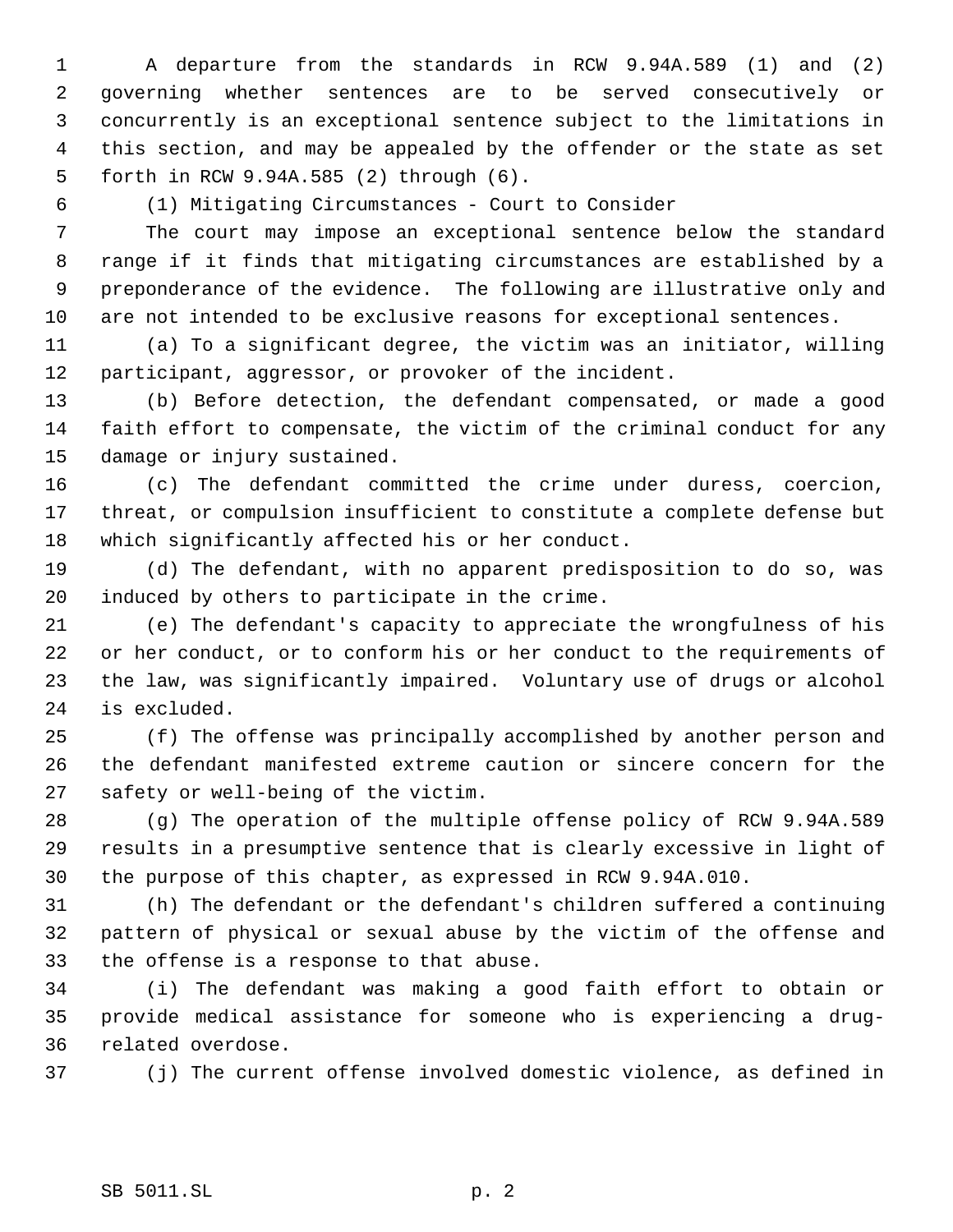A departure from the standards in RCW 9.94A.589 (1) and (2) governing whether sentences are to be served consecutively or concurrently is an exceptional sentence subject to the limitations in this section, and may be appealed by the offender or the state as set forth in RCW 9.94A.585 (2) through (6).

(1) Mitigating Circumstances - Court to Consider

The court may impose an exceptional sentence below the standard range if it finds that mitigating circumstances are established by a preponderance of the evidence. The following are illustrative only and are not intended to be exclusive reasons for exceptional sentences.

(a) To a significant degree, the victim was an initiator, willing participant, aggressor, or provoker of the incident.

(b) Before detection, the defendant compensated, or made a good faith effort to compensate, the victim of the criminal conduct for any damage or injury sustained.

(c) The defendant committed the crime under duress, coercion, threat, or compulsion insufficient to constitute a complete defense but which significantly affected his or her conduct.

(d) The defendant, with no apparent predisposition to do so, was induced by others to participate in the crime.

(e) The defendant's capacity to appreciate the wrongfulness of his or her conduct, or to conform his or her conduct to the requirements of the law, was significantly impaired. Voluntary use of drugs or alcohol is excluded.

(f) The offense was principally accomplished by another person and the defendant manifested extreme caution or sincere concern for the safety or well-being of the victim.

(g) The operation of the multiple offense policy of RCW 9.94A.589 results in a presumptive sentence that is clearly excessive in light of the purpose of this chapter, as expressed in RCW 9.94A.010.

(h) The defendant or the defendant's children suffered a continuing pattern of physical or sexual abuse by the victim of the offense and the offense is a response to that abuse.

(i) The defendant was making a good faith effort to obtain or provide medical assistance for someone who is experiencing a drug-related overdose.

(j) The current offense involved domestic violence, as defined in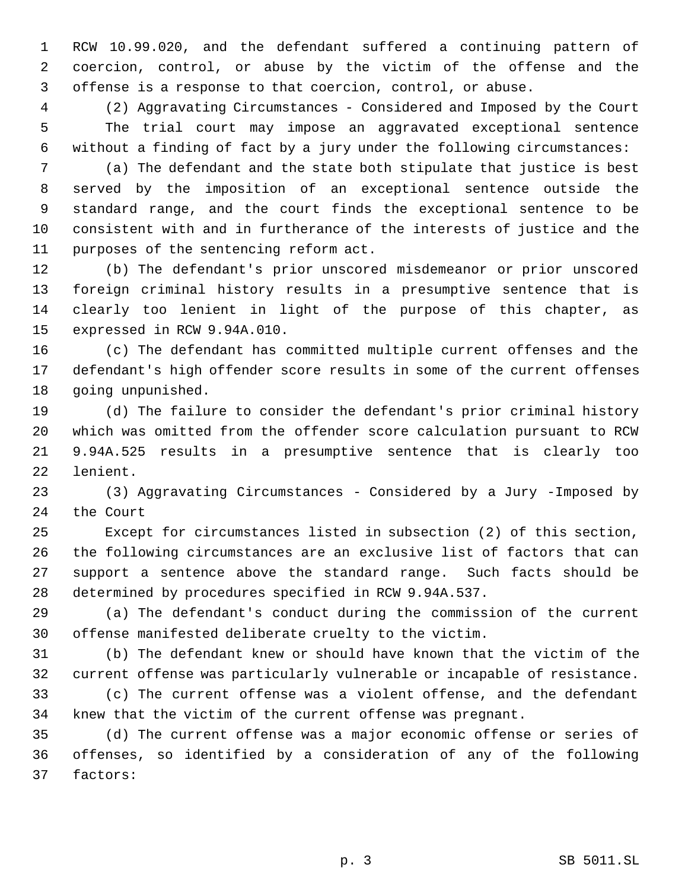RCW 10.99.020, and the defendant suffered a continuing pattern of coercion, control, or abuse by the victim of the offense and the offense is a response to that coercion, control, or abuse.

(2) Aggravating Circumstances - Considered and Imposed by the Court

The trial court may impose an aggravated exceptional sentence without a finding of fact by a jury under the following circumstances:

(a) The defendant and the state both stipulate that justice is best served by the imposition of an exceptional sentence outside the standard range, and the court finds the exceptional sentence to be consistent with and in furtherance of the interests of justice and the purposes of the sentencing reform act.

(b) The defendant's prior unscored misdemeanor or prior unscored foreign criminal history results in a presumptive sentence that is clearly too lenient in light of the purpose of this chapter, as expressed in RCW 9.94A.010.

(c) The defendant has committed multiple current offenses and the defendant's high offender score results in some of the current offenses going unpunished.

(d) The failure to consider the defendant's prior criminal history which was omitted from the offender score calculation pursuant to RCW 9.94A.525 results in a presumptive sentence that is clearly too lenient.

(3) Aggravating Circumstances - Considered by a Jury -Imposed by the Court

Except for circumstances listed in subsection (2) of this section, the following circumstances are an exclusive list of factors that can support a sentence above the standard range. Such facts should be determined by procedures specified in RCW 9.94A.537.

(a) The defendant's conduct during the commission of the current offense manifested deliberate cruelty to the victim.

(b) The defendant knew or should have known that the victim of the current offense was particularly vulnerable or incapable of resistance.

(c) The current offense was a violent offense, and the defendant knew that the victim of the current offense was pregnant.

(d) The current offense was a major economic offense or series of offenses, so identified by a consideration of any of the following factors: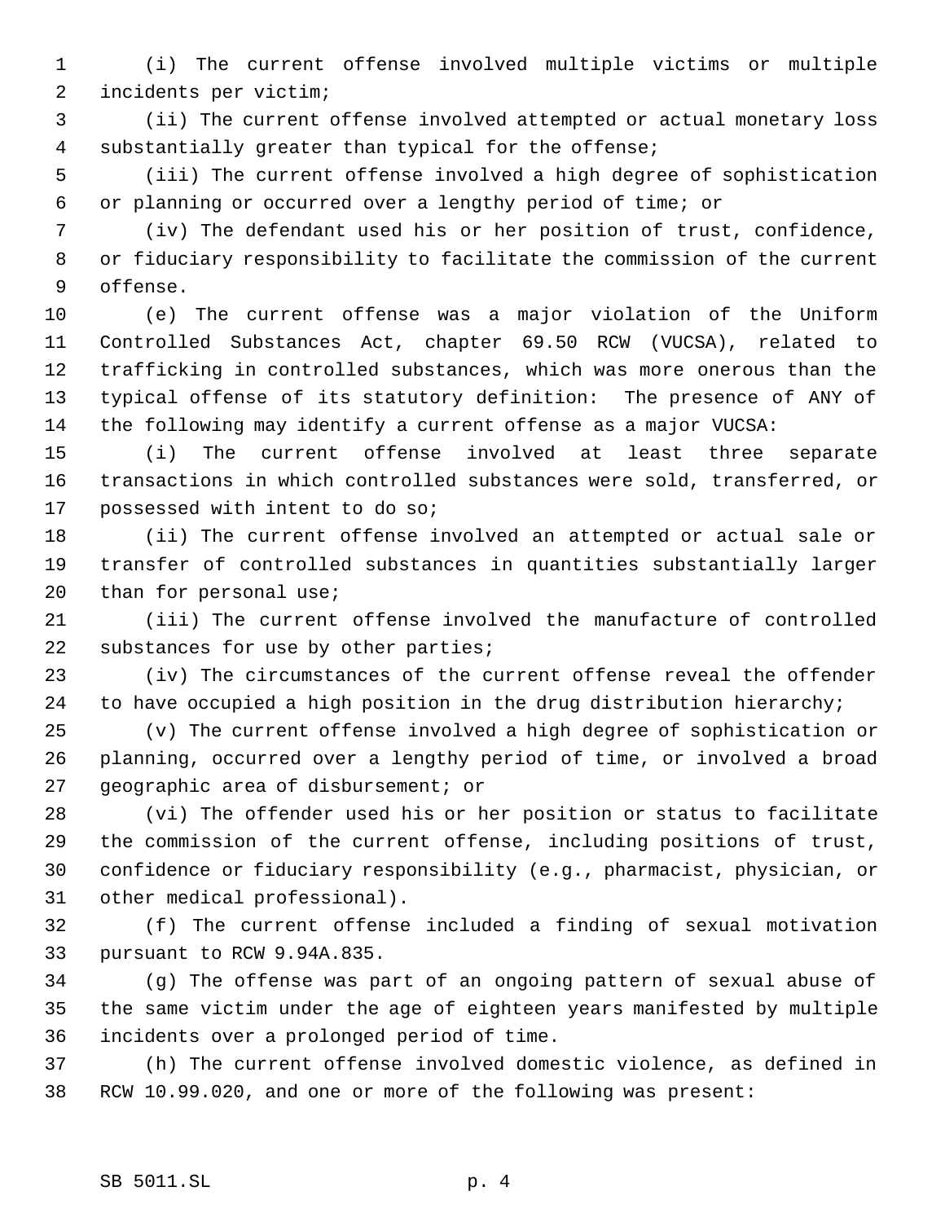(i) The current offense involved multiple victims or multiple incidents per victim;

(ii) The current offense involved attempted or actual monetary loss substantially greater than typical for the offense;

(iii) The current offense involved a high degree of sophistication or planning or occurred over a lengthy period of time; or

(iv) The defendant used his or her position of trust, confidence, or fiduciary responsibility to facilitate the commission of the current offense.

(e) The current offense was a major violation of the Uniform Controlled Substances Act, chapter 69.50 RCW (VUCSA), related to trafficking in controlled substances, which was more onerous than the typical offense of its statutory definition: The presence of ANY of the following may identify a current offense as a major VUCSA:

(i) The current offense involved at least three separate transactions in which controlled substances were sold, transferred, or possessed with intent to do so;

(ii) The current offense involved an attempted or actual sale or transfer of controlled substances in quantities substantially larger than for personal use;

(iii) The current offense involved the manufacture of controlled substances for use by other parties;

(iv) The circumstances of the current offense reveal the offender to have occupied a high position in the drug distribution hierarchy;

(v) The current offense involved a high degree of sophistication or planning, occurred over a lengthy period of time, or involved a broad geographic area of disbursement; or

(vi) The offender used his or her position or status to facilitate the commission of the current offense, including positions of trust, confidence or fiduciary responsibility (e.g., pharmacist, physician, or other medical professional).

(f) The current offense included a finding of sexual motivation pursuant to RCW 9.94A.835.

(g) The offense was part of an ongoing pattern of sexual abuse of the same victim under the age of eighteen years manifested by multiple incidents over a prolonged period of time.

(h) The current offense involved domestic violence, as defined in RCW 10.99.020, and one or more of the following was present: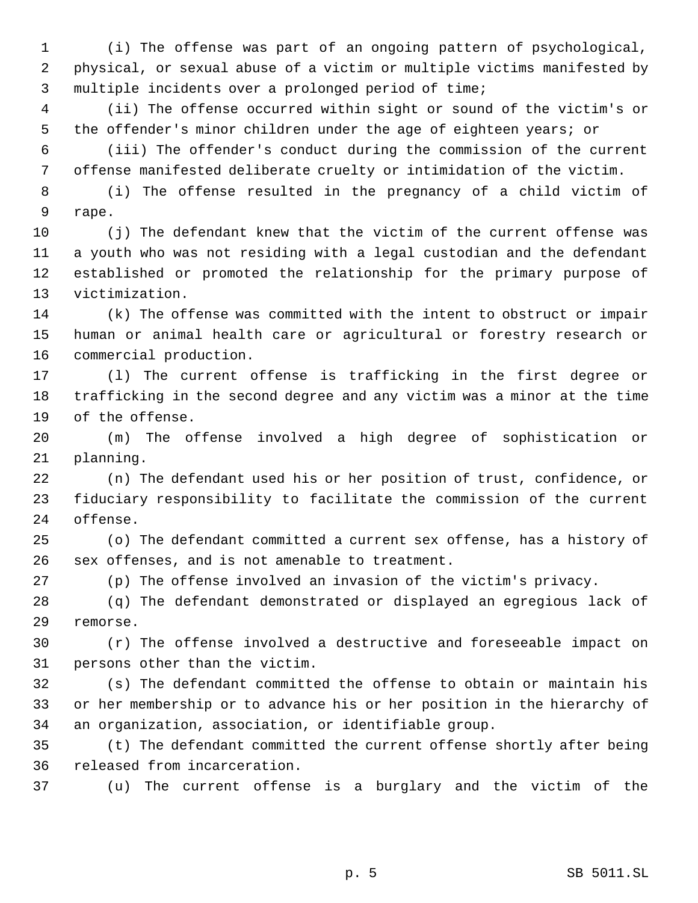(i) The offense was part of an ongoing pattern of psychological, physical, or sexual abuse of a victim or multiple victims manifested by multiple incidents over a prolonged period of time;

(ii) The offense occurred within sight or sound of the victim's or the offender's minor children under the age of eighteen years; or

(iii) The offender's conduct during the commission of the current offense manifested deliberate cruelty or intimidation of the victim.

(i) The offense resulted in the pregnancy of a child victim of rape.

(j) The defendant knew that the victim of the current offense was a youth who was not residing with a legal custodian and the defendant established or promoted the relationship for the primary purpose of victimization.

(k) The offense was committed with the intent to obstruct or impair human or animal health care or agricultural or forestry research or commercial production.

(l) The current offense is trafficking in the first degree or trafficking in the second degree and any victim was a minor at the time of the offense.

(m) The offense involved a high degree of sophistication or planning.

(n) The defendant used his or her position of trust, confidence, or fiduciary responsibility to facilitate the commission of the current offense.

(o) The defendant committed a current sex offense, has a history of sex offenses, and is not amenable to treatment.

(p) The offense involved an invasion of the victim's privacy.

(q) The defendant demonstrated or displayed an egregious lack of remorse.

(r) The offense involved a destructive and foreseeable impact on persons other than the victim.

(s) The defendant committed the offense to obtain or maintain his or her membership or to advance his or her position in the hierarchy of an organization, association, or identifiable group.

(t) The defendant committed the current offense shortly after being released from incarceration.

(u) The current offense is a burglary and the victim of the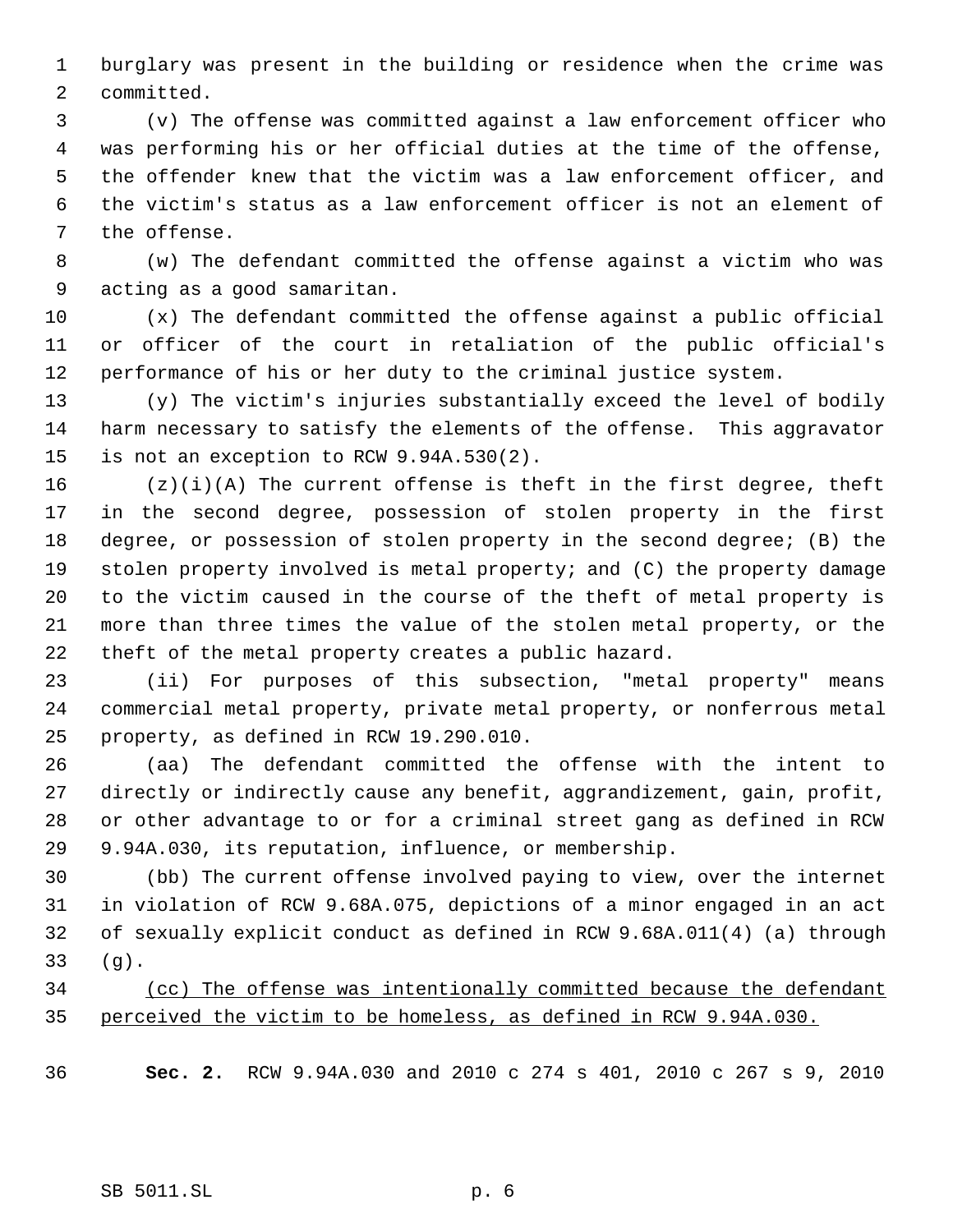burglary was present in the building or residence when the crime was committed.

(v) The offense was committed against a law enforcement officer who was performing his or her official duties at the time of the offense, the offender knew that the victim was a law enforcement officer, and the victim's status as a law enforcement officer is not an element of the offense.

(w) The defendant committed the offense against a victim who was acting as a good samaritan.

(x) The defendant committed the offense against a public official or officer of the court in retaliation of the public official's performance of his or her duty to the criminal justice system.

(y) The victim's injuries substantially exceed the level of bodily harm necessary to satisfy the elements of the offense. This aggravator is not an exception to RCW 9.94A.530(2).

(z)(i)(A) The current offense is theft in the first degree, theft in the second degree, possession of stolen property in the first degree, or possession of stolen property in the second degree; (B) the stolen property involved is metal property; and (C) the property damage to the victim caused in the course of the theft of metal property is more than three times the value of the stolen metal property, or the theft of the metal property creates a public hazard.

(ii) For purposes of this subsection, "metal property" means commercial metal property, private metal property, or nonferrous metal property, as defined in RCW 19.290.010.

(aa) The defendant committed the offense with the intent to directly or indirectly cause any benefit, aggrandizement, gain, profit, or other advantage to or for a criminal street gang as defined in RCW 9.94A.030, its reputation, influence, or membership.

(bb) The current offense involved paying to view, over the internet in violation of RCW 9.68A.075, depictions of a minor engaged in an act of sexually explicit conduct as defined in RCW 9.68A.011(4) (a) through (g).

<u>(cc) The offense was intentionally committed because the defendant perceived the victim to be homeless, as defined in RCW 9.94A.030.</u>

**Sec. 2.** RCW 9.94A.030 and 2010 c 274 s 401, 2010 c 267 s 9, 2010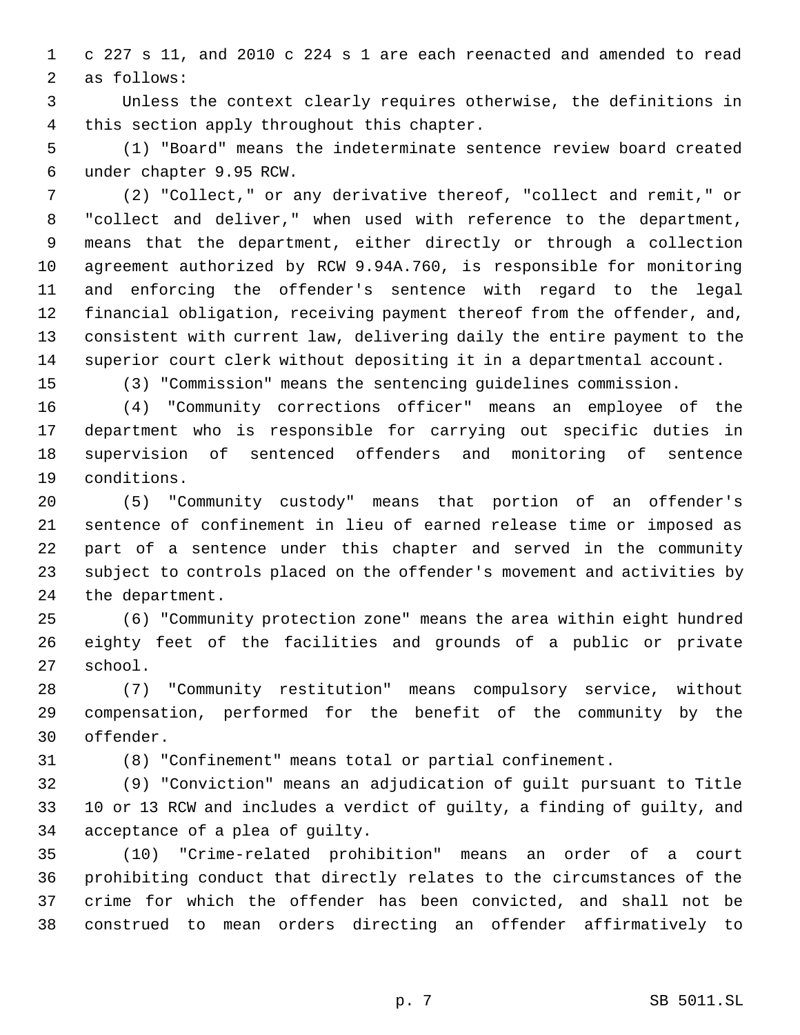c 227 s 11, and 2010 c 224 s 1 are each reenacted and amended to read as follows:

Unless the context clearly requires otherwise, the definitions in this section apply throughout this chapter.

(1) "Board" means the indeterminate sentence review board created under chapter 9.95 RCW.

(2) "Collect," or any derivative thereof, "collect and remit," or "collect and deliver," when used with reference to the department, means that the department, either directly or through a collection agreement authorized by RCW 9.94A.760, is responsible for monitoring and enforcing the offender's sentence with regard to the legal financial obligation, receiving payment thereof from the offender, and, consistent with current law, delivering daily the entire payment to the superior court clerk without depositing it in a departmental account.

(3) "Commission" means the sentencing guidelines commission.

(4) "Community corrections officer" means an employee of the department who is responsible for carrying out specific duties in supervision of sentenced offenders and monitoring of sentence conditions.

(5) "Community custody" means that portion of an offender's sentence of confinement in lieu of earned release time or imposed as part of a sentence under this chapter and served in the community subject to controls placed on the offender's movement and activities by the department.

(6) "Community protection zone" means the area within eight hundred eighty feet of the facilities and grounds of a public or private school.

(7) "Community restitution" means compulsory service, without compensation, performed for the benefit of the community by the offender.

(8) "Confinement" means total or partial confinement.

(9) "Conviction" means an adjudication of guilt pursuant to Title 10 or 13 RCW and includes a verdict of guilty, a finding of guilty, and acceptance of a plea of guilty.

(10) "Crime-related prohibition" means an order of a court prohibiting conduct that directly relates to the circumstances of the crime for which the offender has been convicted, and shall not be construed to mean orders directing an offender affirmatively to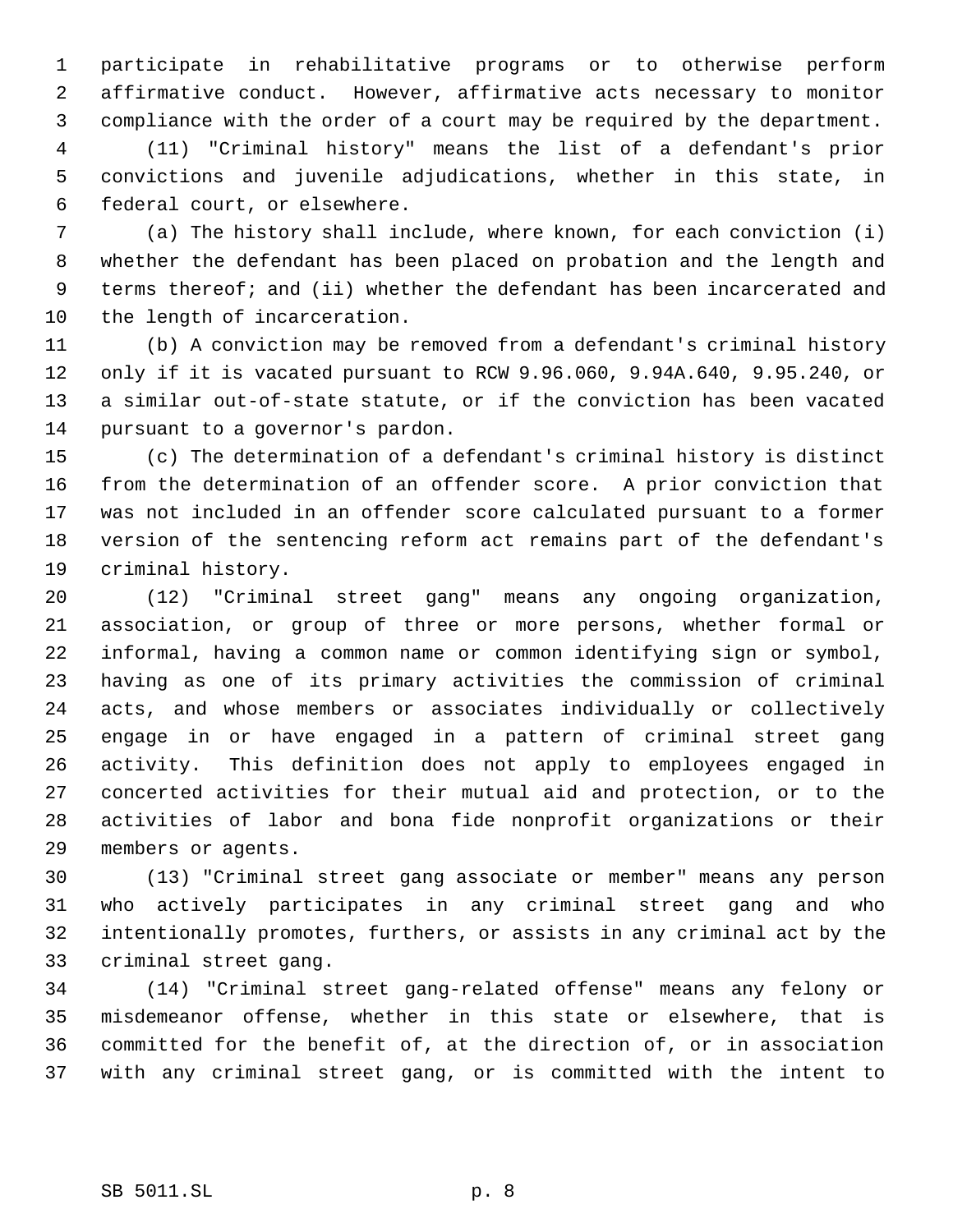participate in rehabilitative programs or to otherwise perform affirmative conduct. However, affirmative acts necessary to monitor compliance with the order of a court may be required by the department.

(11) "Criminal history" means the list of a defendant's prior convictions and juvenile adjudications, whether in this state, in federal court, or elsewhere.

(a) The history shall include, where known, for each conviction (i) whether the defendant has been placed on probation and the length and terms thereof; and (ii) whether the defendant has been incarcerated and the length of incarceration.

(b) A conviction may be removed from a defendant's criminal history only if it is vacated pursuant to RCW 9.96.060, 9.94A.640, 9.95.240, or a similar out-of-state statute, or if the conviction has been vacated pursuant to a governor's pardon.

(c) The determination of a defendant's criminal history is distinct from the determination of an offender score. A prior conviction that was not included in an offender score calculated pursuant to a former version of the sentencing reform act remains part of the defendant's criminal history.

(12) "Criminal street gang" means any ongoing organization, association, or group of three or more persons, whether formal or informal, having a common name or common identifying sign or symbol, having as one of its primary activities the commission of criminal acts, and whose members or associates individually or collectively engage in or have engaged in a pattern of criminal street gang activity. This definition does not apply to employees engaged in concerted activities for their mutual aid and protection, or to the activities of labor and bona fide nonprofit organizations or their members or agents.

(13) "Criminal street gang associate or member" means any person who actively participates in any criminal street gang and who intentionally promotes, furthers, or assists in any criminal act by the criminal street gang.

(14) "Criminal street gang-related offense" means any felony or misdemeanor offense, whether in this state or elsewhere, that is committed for the benefit of, at the direction of, or in association with any criminal street gang, or is committed with the intent to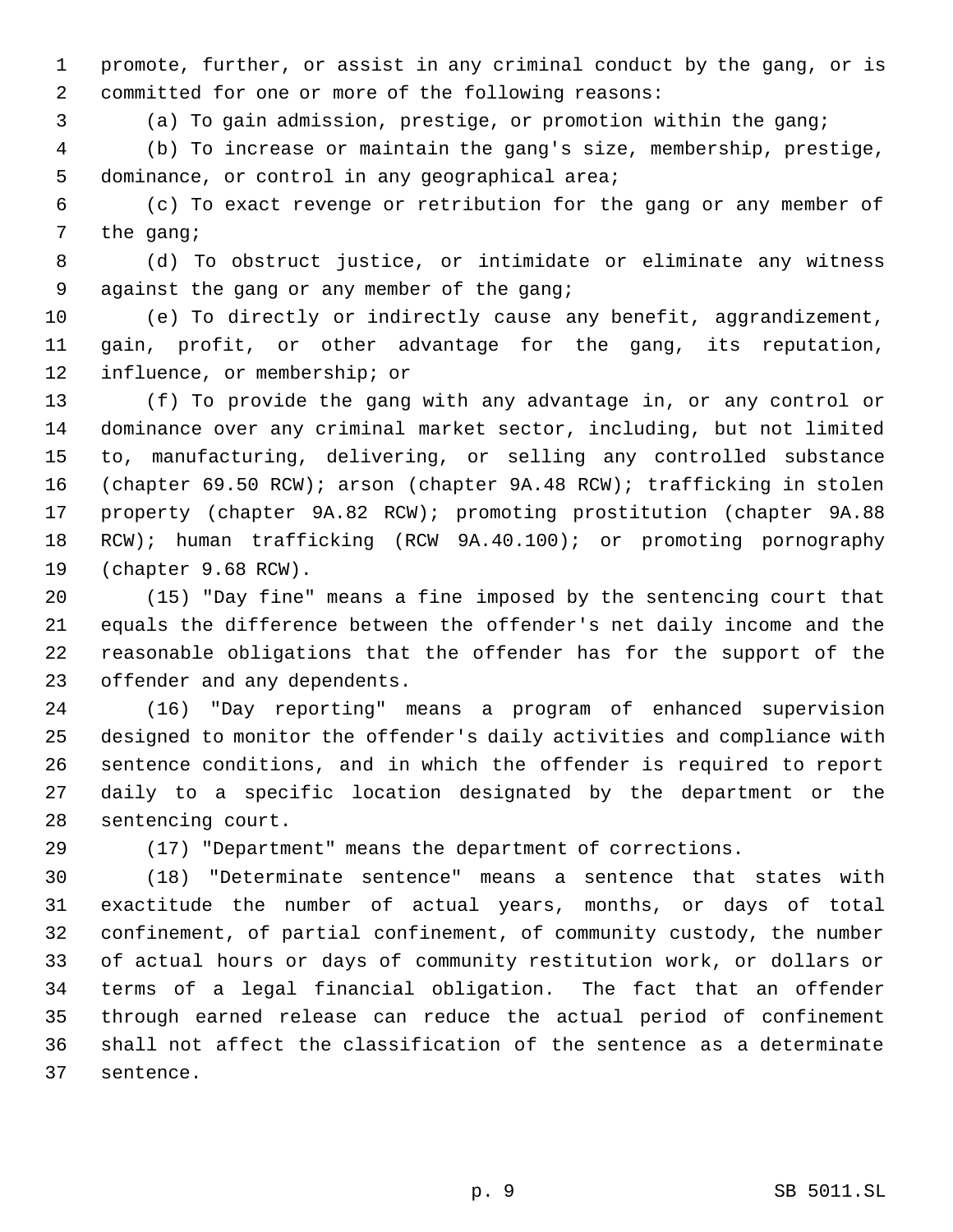promote, further, or assist in any criminal conduct by the gang, or is committed for one or more of the following reasons:

(a) To gain admission, prestige, or promotion within the gang;

(b) To increase or maintain the gang's size, membership, prestige, dominance, or control in any geographical area;

(c) To exact revenge or retribution for the gang or any member of the gang;

(d) To obstruct justice, or intimidate or eliminate any witness against the gang or any member of the gang;

(e) To directly or indirectly cause any benefit, aggrandizement, gain, profit, or other advantage for the gang, its reputation, influence, or membership; or

(f) To provide the gang with any advantage in, or any control or dominance over any criminal market sector, including, but not limited to, manufacturing, delivering, or selling any controlled substance (chapter 69.50 RCW); arson (chapter 9A.48 RCW); trafficking in stolen property (chapter 9A.82 RCW); promoting prostitution (chapter 9A.88 RCW); human trafficking (RCW 9A.40.100); or promoting pornography (chapter 9.68 RCW).

(15) "Day fine" means a fine imposed by the sentencing court that equals the difference between the offender's net daily income and the reasonable obligations that the offender has for the support of the offender and any dependents.

(16) "Day reporting" means a program of enhanced supervision designed to monitor the offender's daily activities and compliance with sentence conditions, and in which the offender is required to report daily to a specific location designated by the department or the sentencing court.

(17) "Department" means the department of corrections.

(18) "Determinate sentence" means a sentence that states with exactitude the number of actual years, months, or days of total confinement, of partial confinement, of community custody, the number of actual hours or days of community restitution work, or dollars or terms of a legal financial obligation. The fact that an offender through earned release can reduce the actual period of confinement shall not affect the classification of the sentence as a determinate sentence.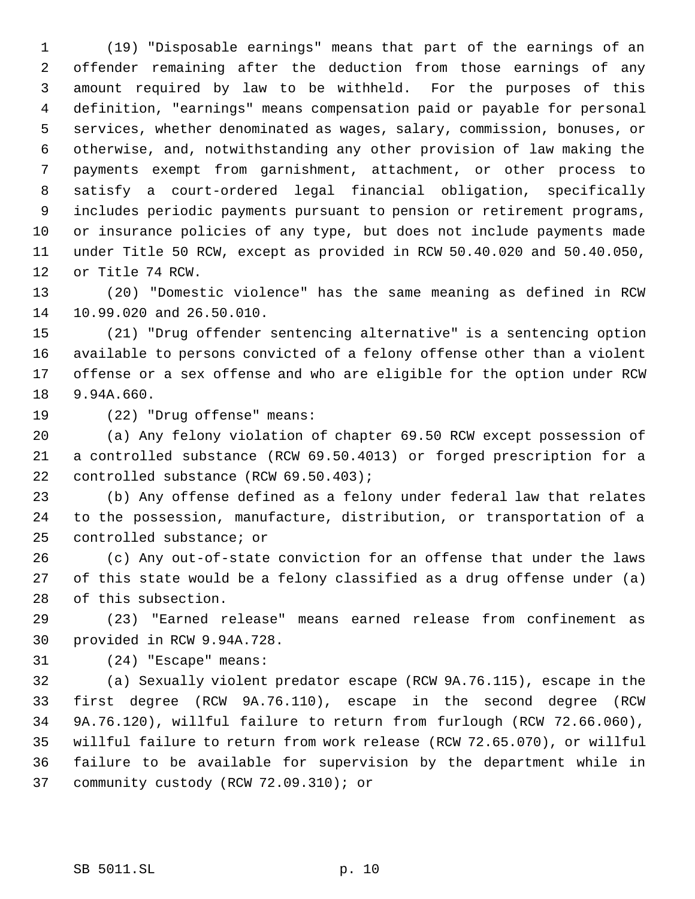(19) "Disposable earnings" means that part of the earnings of an offender remaining after the deduction from those earnings of any amount required by law to be withheld. For the purposes of this definition, "earnings" means compensation paid or payable for personal services, whether denominated as wages, salary, commission, bonuses, or otherwise, and, notwithstanding any other provision of law making the payments exempt from garnishment, attachment, or other process to satisfy a court-ordered legal financial obligation, specifically includes periodic payments pursuant to pension or retirement programs, or insurance policies of any type, but does not include payments made under Title 50 RCW, except as provided in RCW 50.40.020 and 50.40.050, or Title 74 RCW.

(20) "Domestic violence" has the same meaning as defined in RCW 10.99.020 and 26.50.010.

(21) "Drug offender sentencing alternative" is a sentencing option available to persons convicted of a felony offense other than a violent offense or a sex offense and who are eligible for the option under RCW 9.94A.660.

(22) "Drug offense" means:

(a) Any felony violation of chapter 69.50 RCW except possession of a controlled substance (RCW 69.50.4013) or forged prescription for a controlled substance (RCW 69.50.403);

(b) Any offense defined as a felony under federal law that relates to the possession, manufacture, distribution, or transportation of a controlled substance; or

(c) Any out-of-state conviction for an offense that under the laws of this state would be a felony classified as a drug offense under (a) of this subsection.

(23) "Earned release" means earned release from confinement as provided in RCW 9.94A.728.

(24) "Escape" means:

(a) Sexually violent predator escape (RCW 9A.76.115), escape in the first degree (RCW 9A.76.110), escape in the second degree (RCW 9A.76.120), willful failure to return from furlough (RCW 72.66.060), willful failure to return from work release (RCW 72.65.070), or willful failure to be available for supervision by the department while in community custody (RCW 72.09.310); or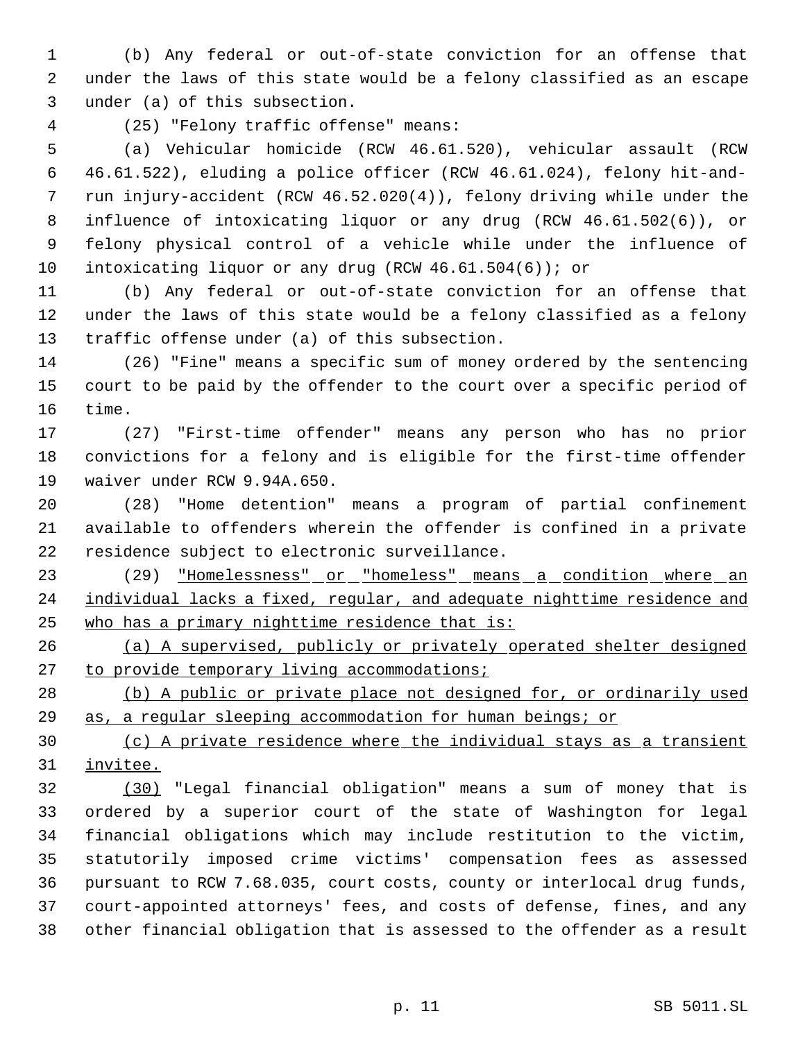(b) Any federal or out-of-state conviction for an offense that under the laws of this state would be a felony classified as an escape under (a) of this subsection.

(25) "Felony traffic offense" means:

(a) Vehicular homicide (RCW 46.61.520), vehicular assault (RCW 46.61.522), eluding a police officer (RCW 46.61.024), felony hit-and-run injury-accident (RCW 46.52.020(4)), felony driving while under the influence of intoxicating liquor or any drug (RCW 46.61.502(6)), or felony physical control of a vehicle while under the influence of intoxicating liquor or any drug (RCW 46.61.504(6)); or

(b) Any federal or out-of-state conviction for an offense that under the laws of this state would be a felony classified as a felony traffic offense under (a) of this subsection.

(26) "Fine" means a specific sum of money ordered by the sentencing court to be paid by the offender to the court over a specific period of time.

(27) "First-time offender" means any person who has no prior convictions for a felony and is eligible for the first-time offender waiver under RCW 9.94A.650.

(28) "Home detention" means a program of partial confinement available to offenders wherein the offender is confined in a private residence subject to electronic surveillance.

(29) <u>"Homelessness" or "homeless" means a condition where an individual lacks a fixed, regular, and adequate nighttime residence and who has a primary nighttime residence that is:</u>

<u>(a) A supervised, publicly or privately operated shelter designed to provide temporary living accommodations;</u>

<u>(b) A public or private place not designed for, or ordinarily used as, a regular sleeping accommodation for human beings; or</u>

<u>(c) A private residence where the individual stays as a transient invitee.</u>

<u>(30)</u> "Legal financial obligation" means a sum of money that is ordered by a superior court of the state of Washington for legal financial obligations which may include restitution to the victim, statutorily imposed crime victims' compensation fees as assessed pursuant to RCW 7.68.035, court costs, county or interlocal drug funds, court-appointed attorneys' fees, and costs of defense, fines, and any other financial obligation that is assessed to the offender as a result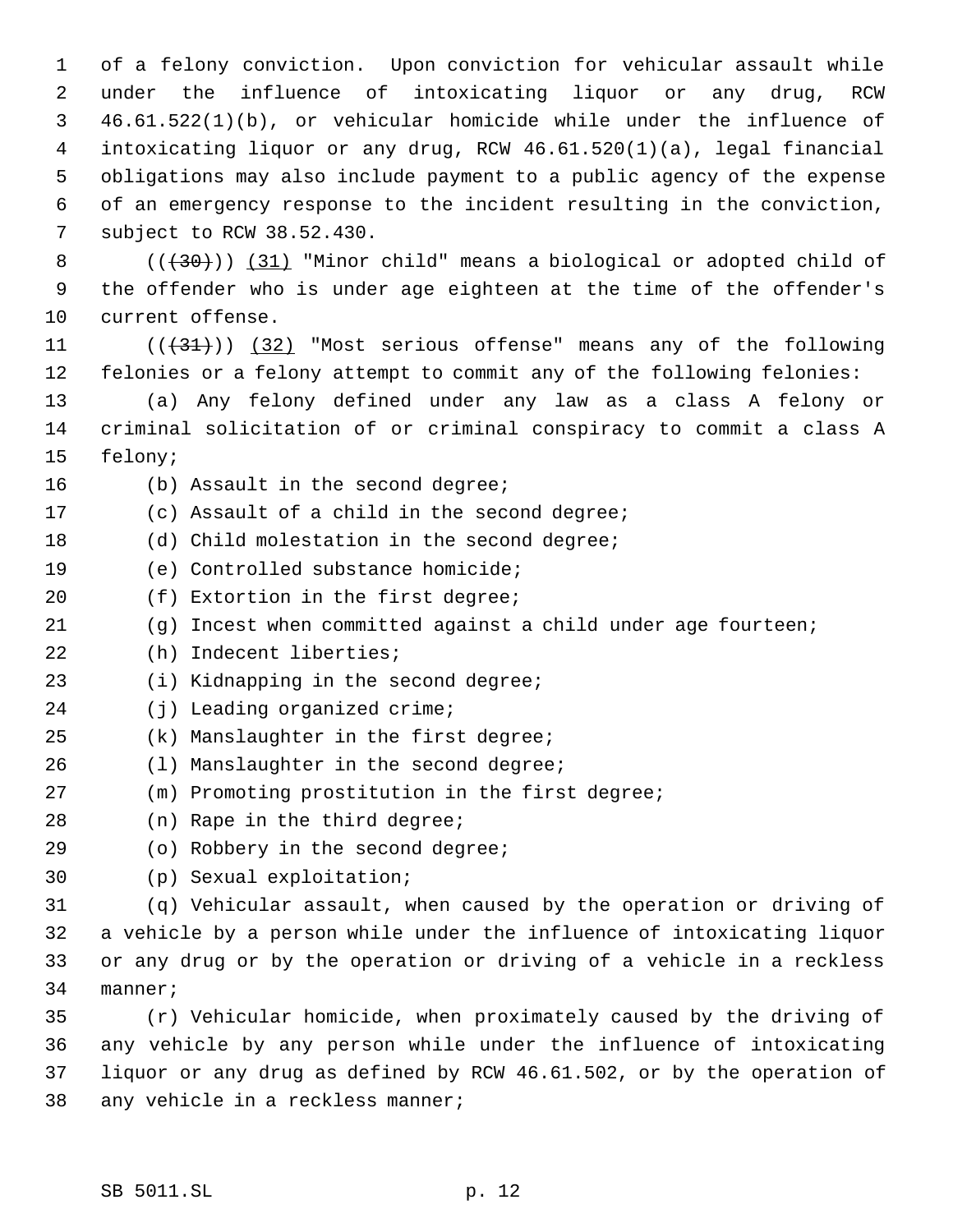of a felony conviction. Upon conviction for vehicular assault while under the influence of intoxicating liquor or any drug, RCW 46.61.522(1)(b), or vehicular homicide while under the influence of intoxicating liquor or any drug, RCW 46.61.520(1)(a), legal financial obligations may also include payment to a public agency of the expense of an emergency response to the incident resulting in the conviction, subject to RCW 38.52.430.

((~~(30)~~)) <u>(31)</u> "Minor child" means a biological or adopted child of the offender who is under age eighteen at the time of the offender's current offense.

((~~(31)~~)) <u>(32)</u> "Most serious offense" means any of the following felonies or a felony attempt to commit any of the following felonies:

(a) Any felony defined under any law as a class A felony or criminal solicitation of or criminal conspiracy to commit a class A felony;

(b) Assault in the second degree;

(c) Assault of a child in the second degree;

(d) Child molestation in the second degree;

(e) Controlled substance homicide;

(f) Extortion in the first degree;

(g) Incest when committed against a child under age fourteen;

(h) Indecent liberties;

(i) Kidnapping in the second degree;

(j) Leading organized crime;

(k) Manslaughter in the first degree;

(l) Manslaughter in the second degree;

(m) Promoting prostitution in the first degree;

(n) Rape in the third degree;

(o) Robbery in the second degree;

(p) Sexual exploitation;

(q) Vehicular assault, when caused by the operation or driving of a vehicle by a person while under the influence of intoxicating liquor or any drug or by the operation or driving of a vehicle in a reckless manner;

(r) Vehicular homicide, when proximately caused by the driving of any vehicle by any person while under the influence of intoxicating liquor or any drug as defined by RCW 46.61.502, or by the operation of any vehicle in a reckless manner;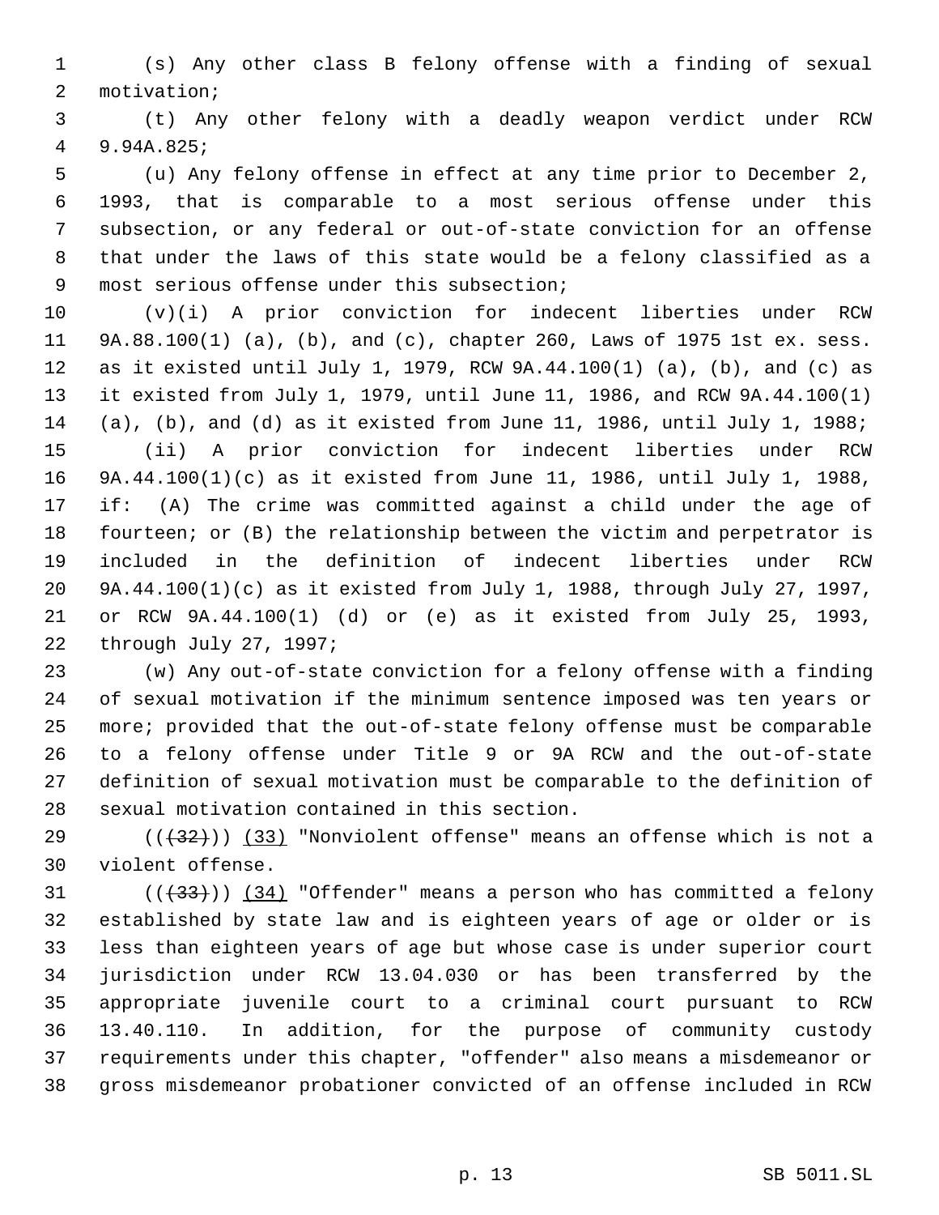(s) Any other class B felony offense with a finding of sexual motivation;

(t) Any other felony with a deadly weapon verdict under RCW 9.94A.825;

(u) Any felony offense in effect at any time prior to December 2, 1993, that is comparable to a most serious offense under this subsection, or any federal or out-of-state conviction for an offense that under the laws of this state would be a felony classified as a most serious offense under this subsection;

(v)(i) A prior conviction for indecent liberties under RCW 9A.88.100(1) (a), (b), and (c), chapter 260, Laws of 1975 1st ex. sess. as it existed until July 1, 1979, RCW 9A.44.100(1) (a), (b), and (c) as it existed from July 1, 1979, until June 11, 1986, and RCW 9A.44.100(1) (a), (b), and (d) as it existed from June 11, 1986, until July 1, 1988;

(ii) A prior conviction for indecent liberties under RCW 9A.44.100(1)(c) as it existed from June 11, 1986, until July 1, 1988, if: (A) The crime was committed against a child under the age of fourteen; or (B) the relationship between the victim and perpetrator is included in the definition of indecent liberties under RCW 9A.44.100(1)(c) as it existed from July 1, 1988, through July 27, 1997, or RCW 9A.44.100(1) (d) or (e) as it existed from July 25, 1993, through July 27, 1997;

(w) Any out-of-state conviction for a felony offense with a finding of sexual motivation if the minimum sentence imposed was ten years or more; provided that the out-of-state felony offense must be comparable to a felony offense under Title 9 or 9A RCW and the out-of-state definition of sexual motivation must be comparable to the definition of sexual motivation contained in this section.

(( ~~(32)~~ )) <u>(33)</u> "Nonviolent offense" means an offense which is not a violent offense.

(( ~~(33)~~ )) <u>(34)</u> "Offender" means a person who has committed a felony established by state law and is eighteen years of age or older or is less than eighteen years of age but whose case is under superior court jurisdiction under RCW 13.04.030 or has been transferred by the appropriate juvenile court to a criminal court pursuant to RCW 13.40.110. In addition, for the purpose of community custody requirements under this chapter, "offender" also means a misdemeanor or gross misdemeanor probationer convicted of an offense included in RCW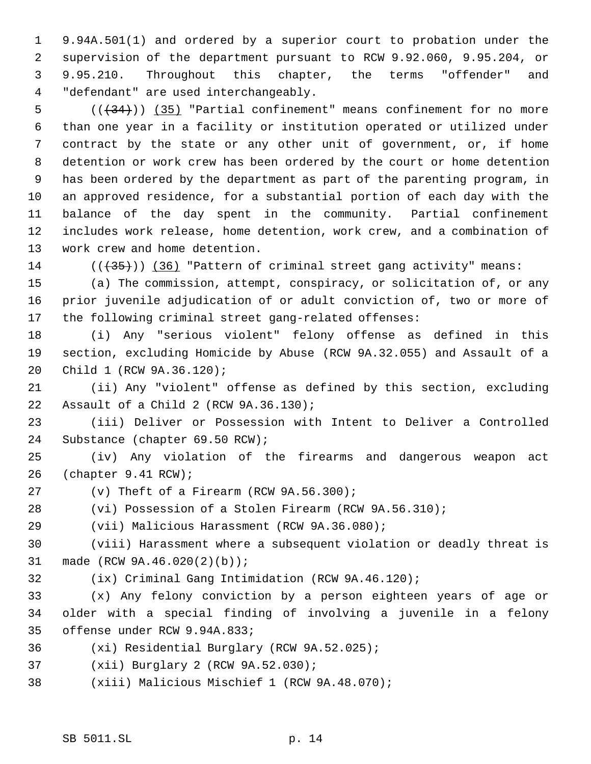9.94A.501(1) and ordered by a superior court to probation under the supervision of the department pursuant to RCW 9.92.060, 9.95.204, or 9.95.210. Throughout this chapter, the terms "offender" and "defendant" are used interchangeably.

((~~(34)~~)) (35) "Partial confinement" means confinement for no more than one year in a facility or institution operated or utilized under contract by the state or any other unit of government, or, if home detention or work crew has been ordered by the court or home detention has been ordered by the department as part of the parenting program, in an approved residence, for a substantial portion of each day with the balance of the day spent in the community. Partial confinement includes work release, home detention, work crew, and a combination of work crew and home detention.

((~~(35)~~)) (36) "Pattern of criminal street gang activity" means:

(a) The commission, attempt, conspiracy, or solicitation of, or any prior juvenile adjudication of or adult conviction of, two or more of the following criminal street gang-related offenses:

(i) Any "serious violent" felony offense as defined in this section, excluding Homicide by Abuse (RCW 9A.32.055) and Assault of a Child 1 (RCW 9A.36.120);

(ii) Any "violent" offense as defined by this section, excluding Assault of a Child 2 (RCW 9A.36.130);

(iii) Deliver or Possession with Intent to Deliver a Controlled Substance (chapter 69.50 RCW);

(iv) Any violation of the firearms and dangerous weapon act (chapter 9.41 RCW);

(v) Theft of a Firearm (RCW 9A.56.300);

(vi) Possession of a Stolen Firearm (RCW 9A.56.310);

(vii) Malicious Harassment (RCW 9A.36.080);

(viii) Harassment where a subsequent violation or deadly threat is made (RCW 9A.46.020(2)(b));

(ix) Criminal Gang Intimidation (RCW 9A.46.120);

(x) Any felony conviction by a person eighteen years of age or older with a special finding of involving a juvenile in a felony offense under RCW 9.94A.833;

(xi) Residential Burglary (RCW 9A.52.025);

(xii) Burglary 2 (RCW 9A.52.030);

(xiii) Malicious Mischief 1 (RCW 9A.48.070);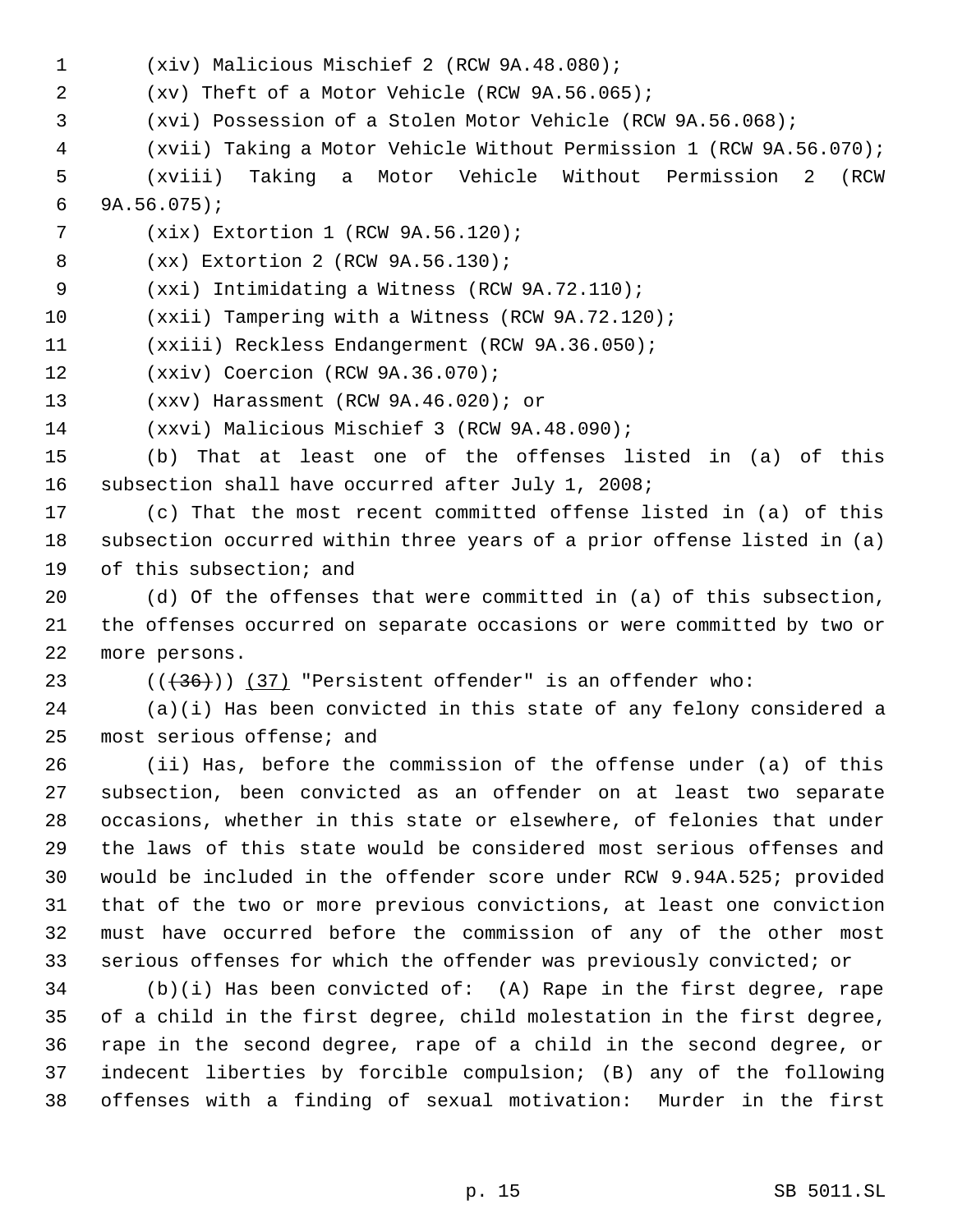(xiv) Malicious Mischief 2 (RCW 9A.48.080);

(xv) Theft of a Motor Vehicle (RCW 9A.56.065);

(xvi) Possession of a Stolen Motor Vehicle (RCW 9A.56.068);

(xvii) Taking a Motor Vehicle Without Permission 1 (RCW 9A.56.070);

(xviii) Taking a Motor Vehicle Without Permission 2 (RCW 9A.56.075);

(xix) Extortion 1 (RCW 9A.56.120);

(xx) Extortion 2 (RCW 9A.56.130);

(xxi) Intimidating a Witness (RCW 9A.72.110);

(xxii) Tampering with a Witness (RCW 9A.72.120);

(xxiii) Reckless Endangerment (RCW 9A.36.050);

(xxiv) Coercion (RCW 9A.36.070);

(xxv) Harassment (RCW 9A.46.020); or

(xxvi) Malicious Mischief 3 (RCW 9A.48.090);

(b) That at least one of the offenses listed in (a) of this subsection shall have occurred after July 1, 2008;

(c) That the most recent committed offense listed in (a) of this subsection occurred within three years of a prior offense listed in (a) of this subsection; and

(d) Of the offenses that were committed in (a) of this subsection, the offenses occurred on separate occasions or were committed by two or more persons.

~~((36))~~ (37) "Persistent offender" is an offender who:

(a)(i) Has been convicted in this state of any felony considered a most serious offense; and

(ii) Has, before the commission of the offense under (a) of this subsection, been convicted as an offender on at least two separate occasions, whether in this state or elsewhere, of felonies that under the laws of this state would be considered most serious offenses and would be included in the offender score under RCW 9.94A.525; provided that of the two or more previous convictions, at least one conviction must have occurred before the commission of any of the other most serious offenses for which the offender was previously convicted; or

(b)(i) Has been convicted of: (A) Rape in the first degree, rape of a child in the first degree, child molestation in the first degree, rape in the second degree, rape of a child in the second degree, or indecent liberties by forcible compulsion; (B) any of the following offenses with a finding of sexual motivation: Murder in the first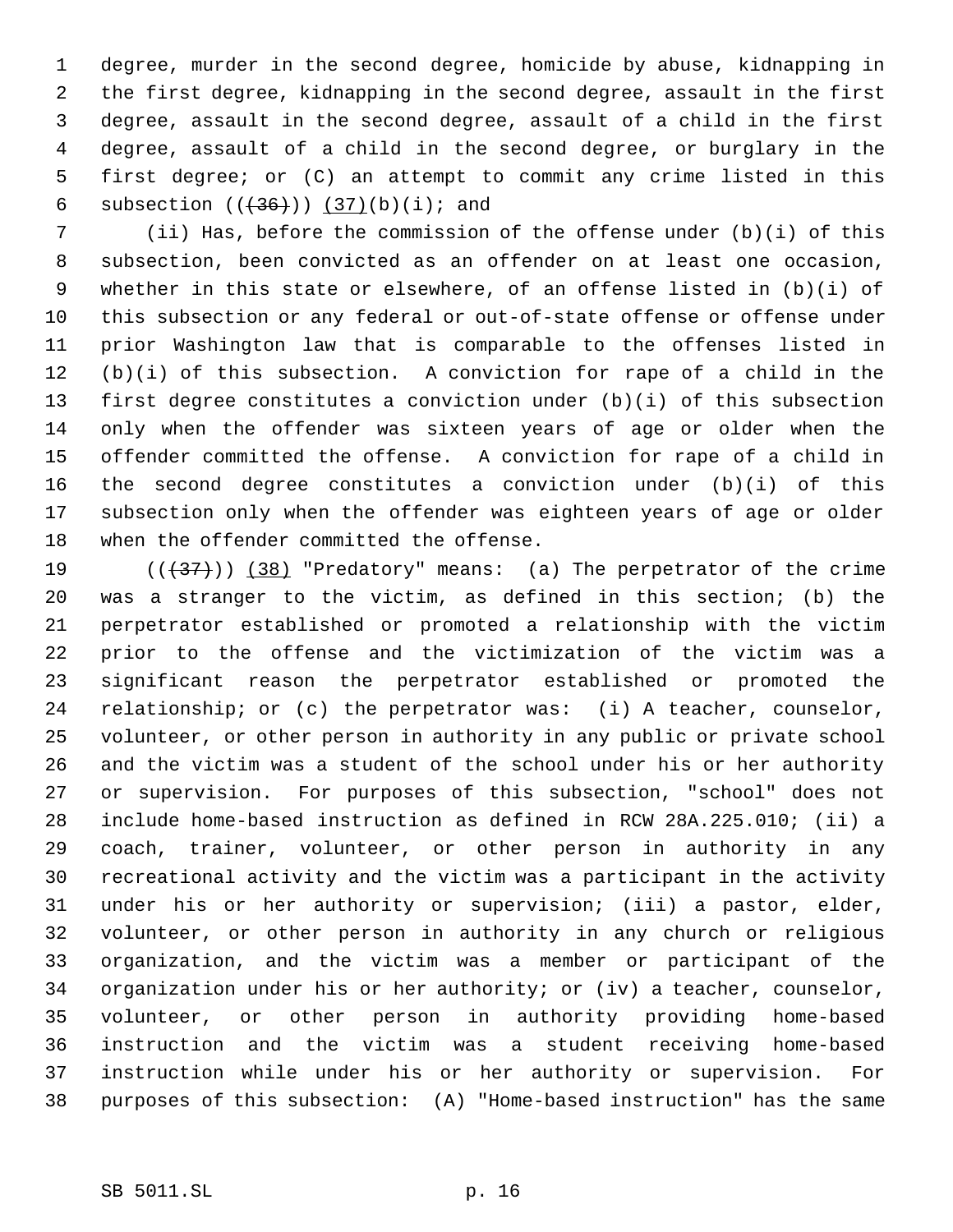degree, murder in the second degree, homicide by abuse, kidnapping in the first degree, kidnapping in the second degree, assault in the first degree, assault in the second degree, assault of a child in the first degree, assault of a child in the second degree, or burglary in the first degree; or (C) an attempt to commit any crime listed in this subsection (((36))) (37)(b)(i); and

(ii) Has, before the commission of the offense under (b)(i) of this subsection, been convicted as an offender on at least one occasion, whether in this state or elsewhere, of an offense listed in (b)(i) of this subsection or any federal or out-of-state offense or offense under prior Washington law that is comparable to the offenses listed in (b)(i) of this subsection. A conviction for rape of a child in the first degree constitutes a conviction under (b)(i) of this subsection only when the offender was sixteen years of age or older when the offender committed the offense. A conviction for rape of a child in the second degree constitutes a conviction under (b)(i) of this subsection only when the offender was eighteen years of age or older when the offender committed the offense.

(((37))) (38) "Predatory" means: (a) The perpetrator of the crime was a stranger to the victim, as defined in this section; (b) the perpetrator established or promoted a relationship with the victim prior to the offense and the victimization of the victim was a significant reason the perpetrator established or promoted the relationship; or (c) the perpetrator was: (i) A teacher, counselor, volunteer, or other person in authority in any public or private school and the victim was a student of the school under his or her authority or supervision. For purposes of this subsection, "school" does not include home-based instruction as defined in RCW 28A.225.010; (ii) a coach, trainer, volunteer, or other person in authority in any recreational activity and the victim was a participant in the activity under his or her authority or supervision; (iii) a pastor, elder, volunteer, or other person in authority in any church or religious organization, and the victim was a member or participant of the organization under his or her authority; or (iv) a teacher, counselor, volunteer, or other person in authority providing home-based instruction and the victim was a student receiving home-based instruction while under his or her authority or supervision. For purposes of this subsection: (A) "Home-based instruction" has the same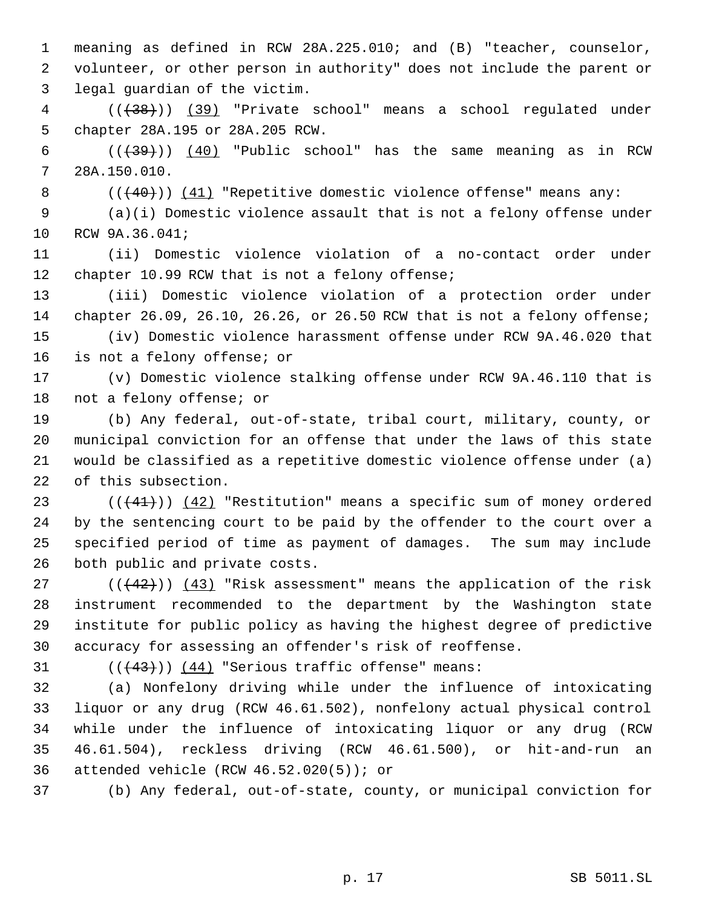meaning as defined in RCW 28A.225.010; and (B) "teacher, counselor, volunteer, or other person in authority" does not include the parent or legal guardian of the victim.

~~((38))~~ (39) "Private school" means a school regulated under chapter 28A.195 or 28A.205 RCW.

~~((39))~~ (40) "Public school" has the same meaning as in RCW 28A.150.010.

~~((40))~~ (41) "Repetitive domestic violence offense" means any:

(a)(i) Domestic violence assault that is not a felony offense under RCW 9A.36.041;

(ii) Domestic violence violation of a no-contact order under chapter 10.99 RCW that is not a felony offense;

(iii) Domestic violence violation of a protection order under chapter 26.09, 26.10, 26.26, or 26.50 RCW that is not a felony offense;

(iv) Domestic violence harassment offense under RCW 9A.46.020 that is not a felony offense; or

(v) Domestic violence stalking offense under RCW 9A.46.110 that is not a felony offense; or

(b) Any federal, out-of-state, tribal court, military, county, or municipal conviction for an offense that under the laws of this state would be classified as a repetitive domestic violence offense under (a) of this subsection.

~~((41))~~ (42) "Restitution" means a specific sum of money ordered by the sentencing court to be paid by the offender to the court over a specified period of time as payment of damages. The sum may include both public and private costs.

~~((42))~~ (43) "Risk assessment" means the application of the risk instrument recommended to the department by the Washington state institute for public policy as having the highest degree of predictive accuracy for assessing an offender's risk of reoffense.

~~((43))~~ (44) "Serious traffic offense" means:

(a) Nonfelony driving while under the influence of intoxicating liquor or any drug (RCW 46.61.502), nonfelony actual physical control while under the influence of intoxicating liquor or any drug (RCW 46.61.504), reckless driving (RCW 46.61.500), or hit-and-run an attended vehicle (RCW 46.52.020(5)); or

(b) Any federal, out-of-state, county, or municipal conviction for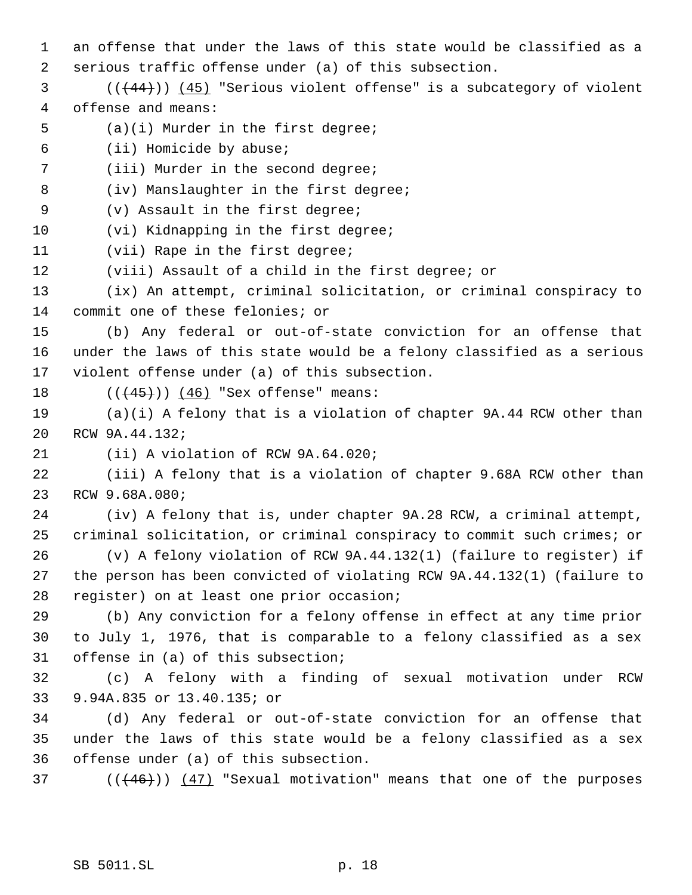an offense that under the laws of this state would be classified as a serious traffic offense under (a) of this subsection.

((~~(44)~~)) <u>(45)</u> "Serious violent offense" is a subcategory of violent offense and means:

(a)(i) Murder in the first degree;

(ii) Homicide by abuse;

(iii) Murder in the second degree;

(iv) Manslaughter in the first degree;

(v) Assault in the first degree;

(vi) Kidnapping in the first degree;

(vii) Rape in the first degree;

(viii) Assault of a child in the first degree; or

(ix) An attempt, criminal solicitation, or criminal conspiracy to commit one of these felonies; or

(b) Any federal or out-of-state conviction for an offense that under the laws of this state would be a felony classified as a serious violent offense under (a) of this subsection.

((~~(45)~~)) <u>(46)</u> "Sex offense" means:

(a)(i) A felony that is a violation of chapter 9A.44 RCW other than RCW 9A.44.132;

(ii) A violation of RCW 9A.64.020;

(iii) A felony that is a violation of chapter 9.68A RCW other than RCW 9.68A.080;

(iv) A felony that is, under chapter 9A.28 RCW, a criminal attempt, criminal solicitation, or criminal conspiracy to commit such crimes; or

(v) A felony violation of RCW 9A.44.132(1) (failure to register) if the person has been convicted of violating RCW 9A.44.132(1) (failure to register) on at least one prior occasion;

(b) Any conviction for a felony offense in effect at any time prior to July 1, 1976, that is comparable to a felony classified as a sex offense in (a) of this subsection;

(c) A felony with a finding of sexual motivation under RCW 9.94A.835 or 13.40.135; or

(d) Any federal or out-of-state conviction for an offense that under the laws of this state would be a felony classified as a sex offense under (a) of this subsection.

((~~(46)~~)) <u>(47)</u> "Sexual motivation" means that one of the purposes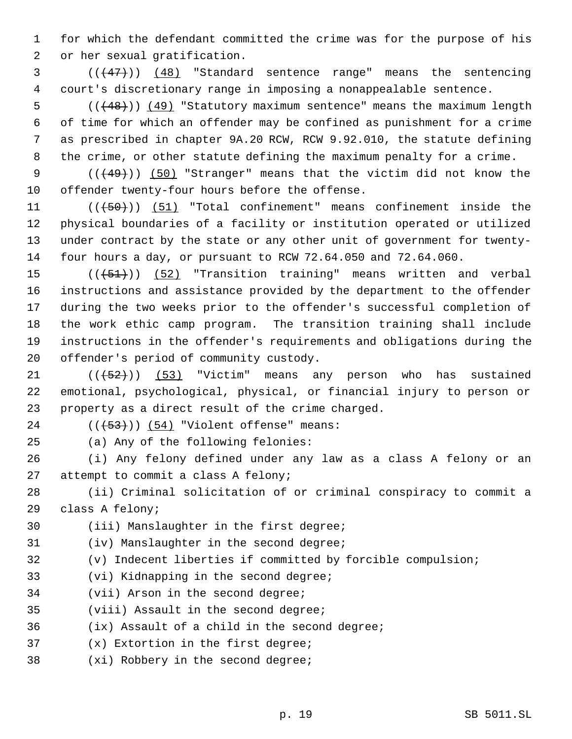for which the defendant committed the crime was for the purpose of his or her sexual gratification.

((~~(47)~~)) <u>(48)</u> "Standard sentence range" means the sentencing court's discretionary range in imposing a nonappealable sentence.

((~~(48)~~)) <u>(49)</u> "Statutory maximum sentence" means the maximum length of time for which an offender may be confined as punishment for a crime as prescribed in chapter 9A.20 RCW, RCW 9.92.010, the statute defining the crime, or other statute defining the maximum penalty for a crime.

((~~(49)~~)) <u>(50)</u> "Stranger" means that the victim did not know the offender twenty-four hours before the offense.

((~~(50)~~)) <u>(51)</u> "Total confinement" means confinement inside the physical boundaries of a facility or institution operated or utilized under contract by the state or any other unit of government for twenty-four hours a day, or pursuant to RCW 72.64.050 and 72.64.060.

((~~(51)~~)) <u>(52)</u> "Transition training" means written and verbal instructions and assistance provided by the department to the offender during the two weeks prior to the offender's successful completion of the work ethic camp program. The transition training shall include instructions in the offender's requirements and obligations during the offender's period of community custody.

((~~(52)~~)) <u>(53)</u> "Victim" means any person who has sustained emotional, psychological, physical, or financial injury to person or property as a direct result of the crime charged.

((~~(53)~~)) <u>(54)</u> "Violent offense" means:

(a) Any of the following felonies:

(i) Any felony defined under any law as a class A felony or an attempt to commit a class A felony;

(ii) Criminal solicitation of or criminal conspiracy to commit a class A felony;

(iii) Manslaughter in the first degree;

(iv) Manslaughter in the second degree;

(v) Indecent liberties if committed by forcible compulsion;

(vi) Kidnapping in the second degree;

(vii) Arson in the second degree;

(viii) Assault in the second degree;

(ix) Assault of a child in the second degree;

(x) Extortion in the first degree;

(xi) Robbery in the second degree;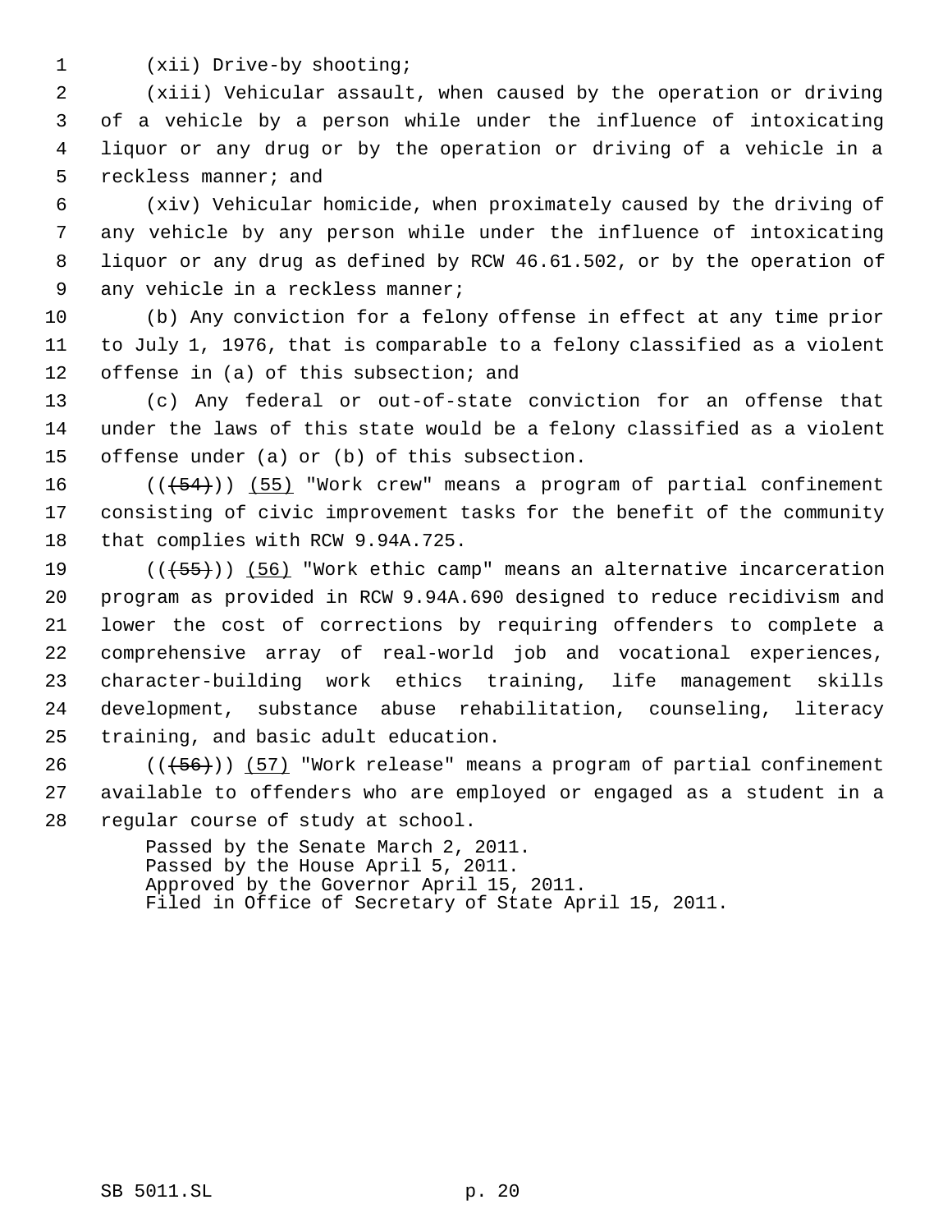(xii) Drive-by shooting;

(xiii) Vehicular assault, when caused by the operation or driving of a vehicle by a person while under the influence of intoxicating liquor or any drug or by the operation or driving of a vehicle in a reckless manner; and

(xiv) Vehicular homicide, when proximately caused by the driving of any vehicle by any person while under the influence of intoxicating liquor or any drug as defined by RCW 46.61.502, or by the operation of any vehicle in a reckless manner;

(b) Any conviction for a felony offense in effect at any time prior to July 1, 1976, that is comparable to a felony classified as a violent offense in (a) of this subsection; and

(c) Any federal or out-of-state conviction for an offense that under the laws of this state would be a felony classified as a violent offense under (a) or (b) of this subsection.

(( ~~(54)~~ )) (55) "Work crew" means a program of partial confinement consisting of civic improvement tasks for the benefit of the community that complies with RCW 9.94A.725.

(( ~~(55)~~ )) (56) "Work ethic camp" means an alternative incarceration program as provided in RCW 9.94A.690 designed to reduce recidivism and lower the cost of corrections by requiring offenders to complete a comprehensive array of real-world job and vocational experiences, character-building work ethics training, life management skills development, substance abuse rehabilitation, counseling, literacy training, and basic adult education.

(( ~~(56)~~ )) (57) "Work release" means a program of partial confinement available to offenders who are employed or engaged as a student in a regular course of study at school.

Passed by the Senate March 2, 2011.
Passed by the House April 5, 2011.
Approved by the Governor April 15, 2011.
Filed in Office of Secretary of State April 15, 2011.